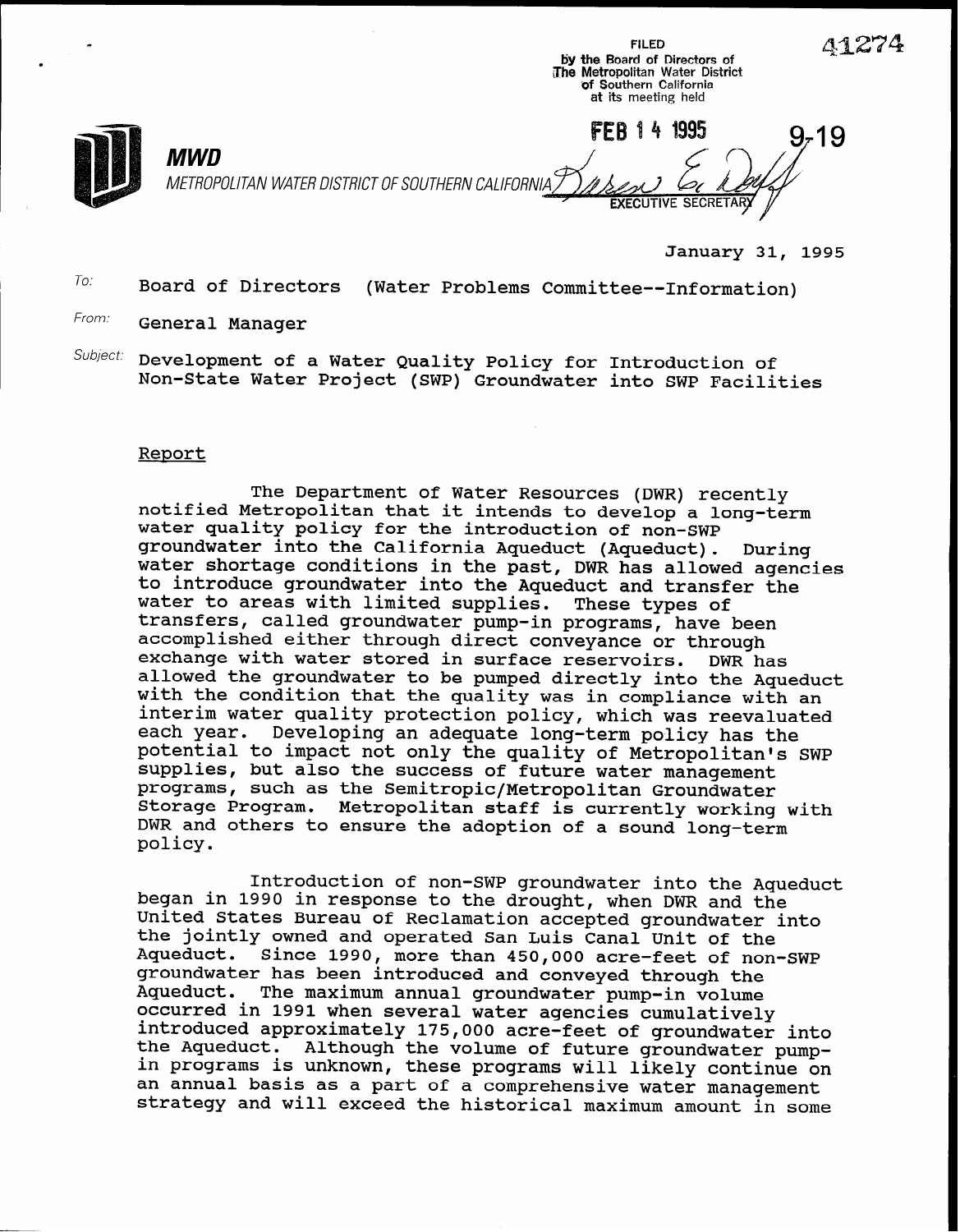FILED
by the Board of Directors of
The Metropolitan Water District
of Southern California
at its meeting held

FEB 14 1995

EXECUTIVE SECRETARY

41274

9-19

**MWD**

*METROPOLITAN WATER DISTRICT OF SOUTHERN CALIFORNIA*

January 31, 1995

To: Board of Directors (Water Problems Committee--Information)

From: General Manager

Subject: Development of a Water Quality Policy for Introduction of Non-State Water Project (SWP) Groundwater into SWP Facilities

## Report

The Department of Water Resources (DWR) recently notified Metropolitan that it intends to develop a long-term water quality policy for the introduction of non-SWP groundwater into the California Aqueduct (Aqueduct). During water shortage conditions in the past, DWR has allowed agencies to introduce groundwater into the Aqueduct and transfer the water to areas with limited supplies. These types of transfers, called groundwater pump-in programs, have been accomplished either through direct conveyance or through exchange with water stored in surface reservoirs. DWR has allowed the groundwater to be pumped directly into the Aqueduct with the condition that the quality was in compliance with an interim water quality protection policy, which was reevaluated each year. Developing an adequate long-term policy has the potential to impact not only the quality of Metropolitan's SWP supplies, but also the success of future water management programs, such as the Semitropic/Metropolitan Groundwater Storage Program. Metropolitan staff is currently working with DWR and others to ensure the adoption of a sound long-term policy.

Introduction of non-SWP groundwater into the Aqueduct began in 1990 in response to the drought, when DWR and the United States Bureau of Reclamation accepted groundwater into the jointly owned and operated San Luis Canal Unit of the Aqueduct. Since 1990, more than 450,000 acre-feet of non-SWP groundwater has been introduced and conveyed through the Aqueduct. The maximum annual groundwater pump-in volume occurred in 1991 when several water agencies cumulatively introduced approximately 175,000 acre-feet of groundwater into the Aqueduct. Although the volume of future groundwater pump-in programs is unknown, these programs will likely continue on an annual basis as a part of a comprehensive water management strategy and will exceed the historical maximum amount in some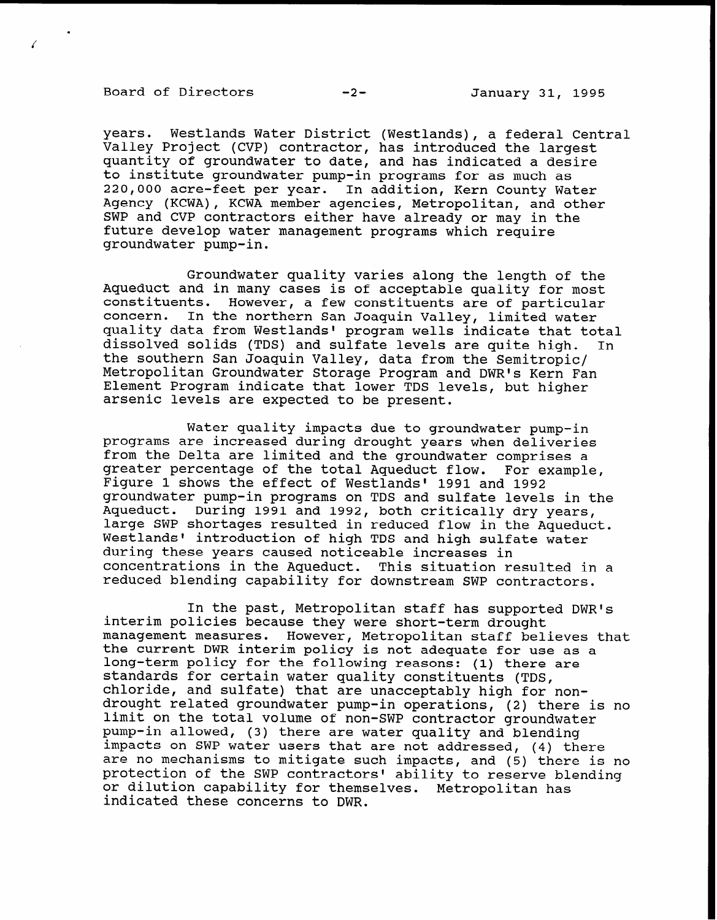years. Westlands Water District (Westlands), a federal Central Valley Project (CVP) contractor, has introduced the largest quantity of groundwater to date, and has indicated a desire to institute groundwater pump-in programs for as much as 220,000 acre-feet per year. In addition, Kern County Water Agency (KCWA), KCWA member agencies, Metropolitan, and other SWP and CVP contractors either have already or may in the future develop water management programs which require groundwater pump-in.

Groundwater quality varies along the length of the Aqueduct and in many cases is of acceptable quality for most constituents. However, a few constituents are of particular concern. In the northern San Joaquin Valley, limited water quality data from Westlands' program wells indicate that total dissolved solids (TDS) and sulfate levels are quite high. In the southern San Joaquin Valley, data from the Semitropic/ Metropolitan Groundwater Storage Program and DWR's Kern Fan Element Program indicate that lower TDS levels, but higher arsenic levels are expected to be present.

Water quality impacts due to groundwater pump-in programs are increased during drought years when deliveries from the Delta are limited and the groundwater comprises a greater percentage of the total Aqueduct flow. For example, Figure 1 shows the effect of Westlands' 1991 and 1992 groundwater pump-in programs on TDS and sulfate levels in the Aqueduct. During 1991 and 1992, both critically dry years, large SWP shortages resulted in reduced flow in the Aqueduct. Westlands' introduction of high TDS and high sulfate water during these years caused noticeable increases in concentrations in the Aqueduct. This situation resulted in a reduced blending capability for downstream SWP contractors.

In the past, Metropolitan staff has supported DWR's interim policies because they were short-term drought management measures. However, Metropolitan staff believes that the current DWR interim policy is not adequate for use as a long-term policy for the following reasons: (1) there are standards for certain water quality constituents (TDS, chloride, and sulfate) that are unacceptably high for non-drought related groundwater pump-in operations, (2) there is no limit on the total volume of non-SWP contractor groundwater pump-in allowed, (3) there are water quality and blending impacts on SWP water users that are not addressed, (4) there are no mechanisms to mitigate such impacts, and (5) there is no protection of the SWP contractors' ability to reserve blending or dilution capability for themselves. Metropolitan has indicated these concerns to DWR.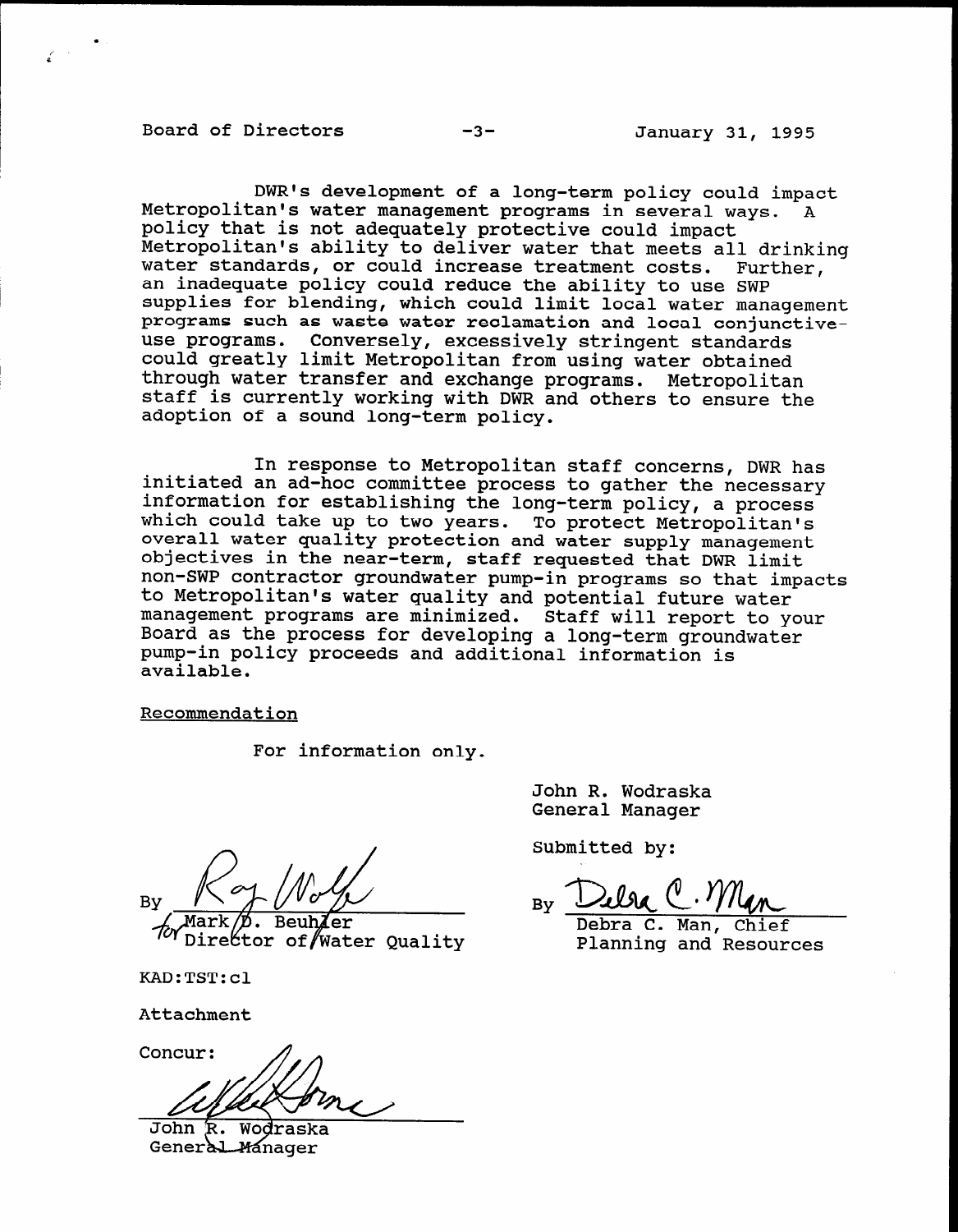DWR's development of a long-term policy could impact Metropolitan's water management programs in several ways. A policy that is not adequately protective could impact Metropolitan's ability to deliver water that meets all drinking water standards, or could increase treatment costs. Further, an inadequate policy could reduce the ability to use SWP supplies for blending, which could limit local water management programs such as waste water reclamation and local conjunctive-use programs. Conversely, excessively stringent standards could greatly limit Metropolitan from using water obtained through water transfer and exchange programs. Metropolitan staff is currently working with DWR and others to ensure the adoption of a sound long-term policy.

In response to Metropolitan staff concerns, DWR has initiated an ad-hoc committee process to gather the necessary information for establishing the long-term policy, a process which could take up to two years. To protect Metropolitan's overall water quality protection and water supply management objectives in the near-term, staff requested that DWR limit non-SWP contractor groundwater pump-in programs so that impacts to Metropolitan's water quality and potential future water management programs are minimized. Staff will report to your Board as the process for developing a long-term groundwater pump-in policy proceeds and additional information is available.

Recommendation

For information only.

John R. Wodraska
General Manager

Submitted by:

By Debra C. Man
Debra C. Man, Chief
Planning and Resources

By Ray Wolfe
for Mark D. Beuhler
Director of Water Quality

KAD:TST:cl

Attachment

Concur:

John R. Wodraska
General Manager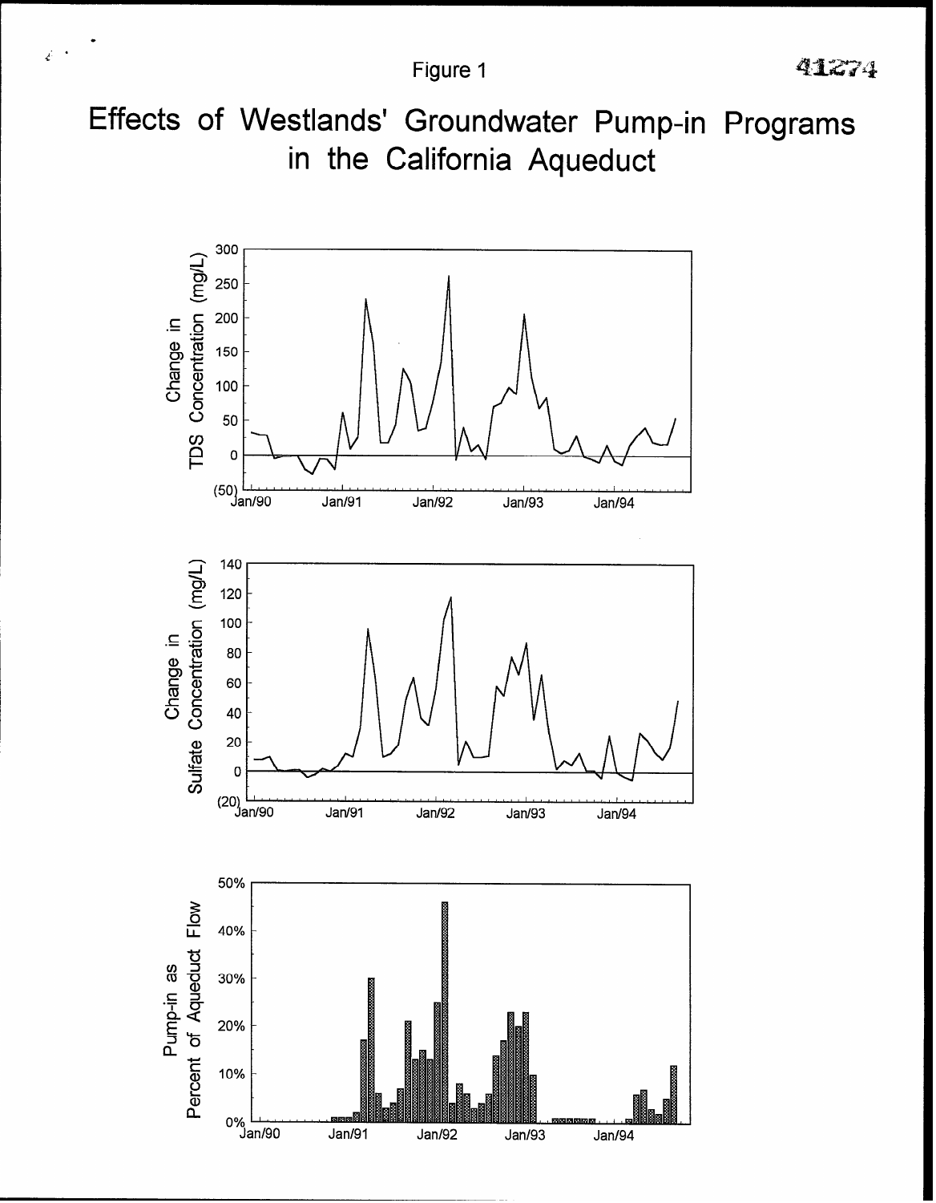Figure 1

# Effects of Westlands' Groundwater Pump-in Programs in the California Aqueduct

Change in TDS Concentration (mg/L)

300
250
200
150
100
50
0
(50)

Jan/90 Jan/91 Jan/92 Jan/93 Jan/94

Change in Sulfate Concentration (mg/L)

140
120
100
80
60
40
20
0
(20)

Jan/90 Jan/91 Jan/92 Jan/93 Jan/94

Pump-in as Percent of Aqueduct Flow

50%
40%
30%
20%
10%
0%

Jan/90 Jan/91 Jan/92 Jan/93 Jan/94